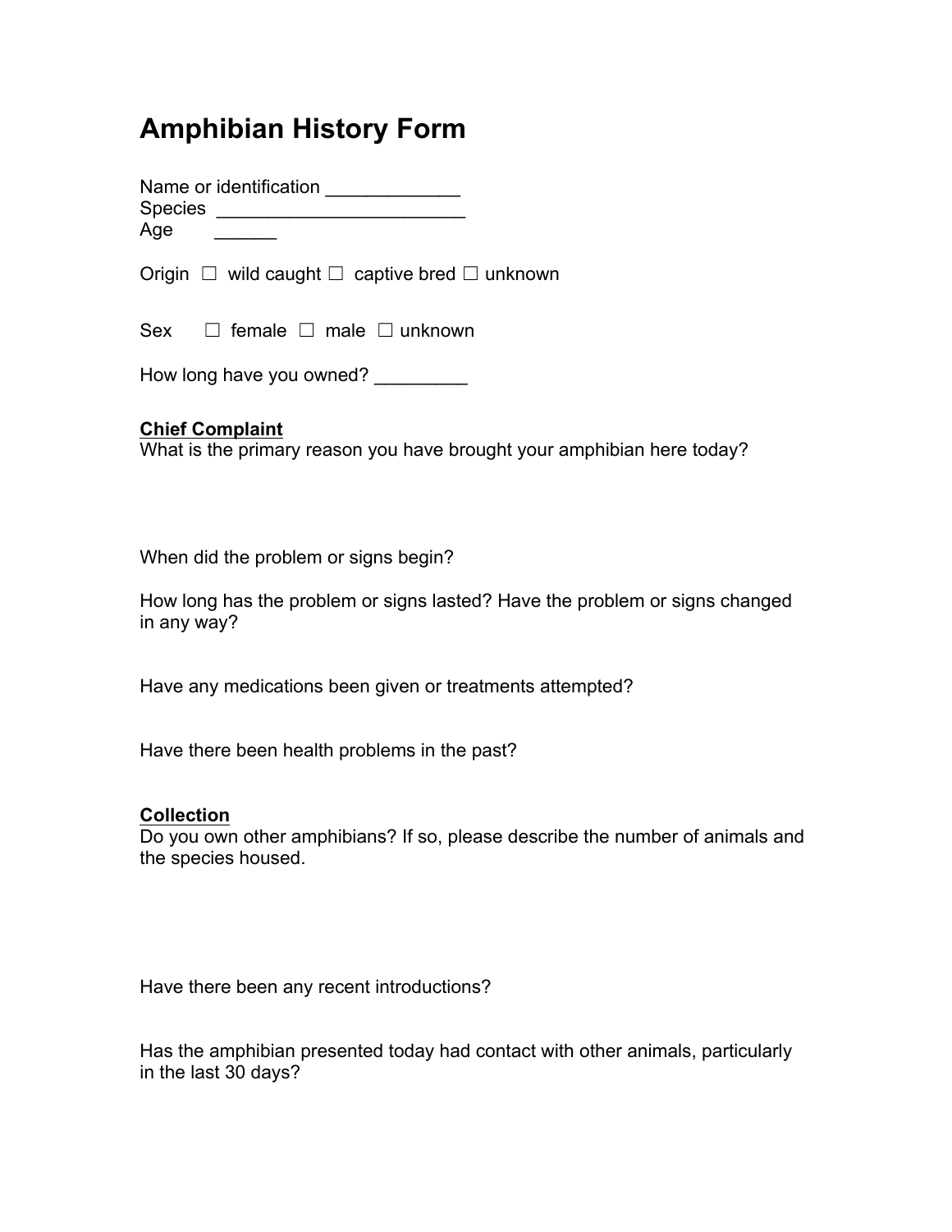# Amphibian History Form

Name or identification _____________
Species ________________________
Age ______

Origin ☐ wild caught ☐ captive bred ☐ unknown

Sex ☐ female ☐ male ☐ unknown

How long have you owned? _________

**Chief Complaint**
What is the primary reason you have brought your amphibian here today?

When did the problem or signs begin?

How long has the problem or signs lasted? Have the problem or signs changed in any way?

Have any medications been given or treatments attempted?

Have there been health problems in the past?

**Collection**
Do you own other amphibians? If so, please describe the number of animals and the species housed.

Have there been any recent introductions?

Has the amphibian presented today had contact with other animals, particularly in the last 30 days?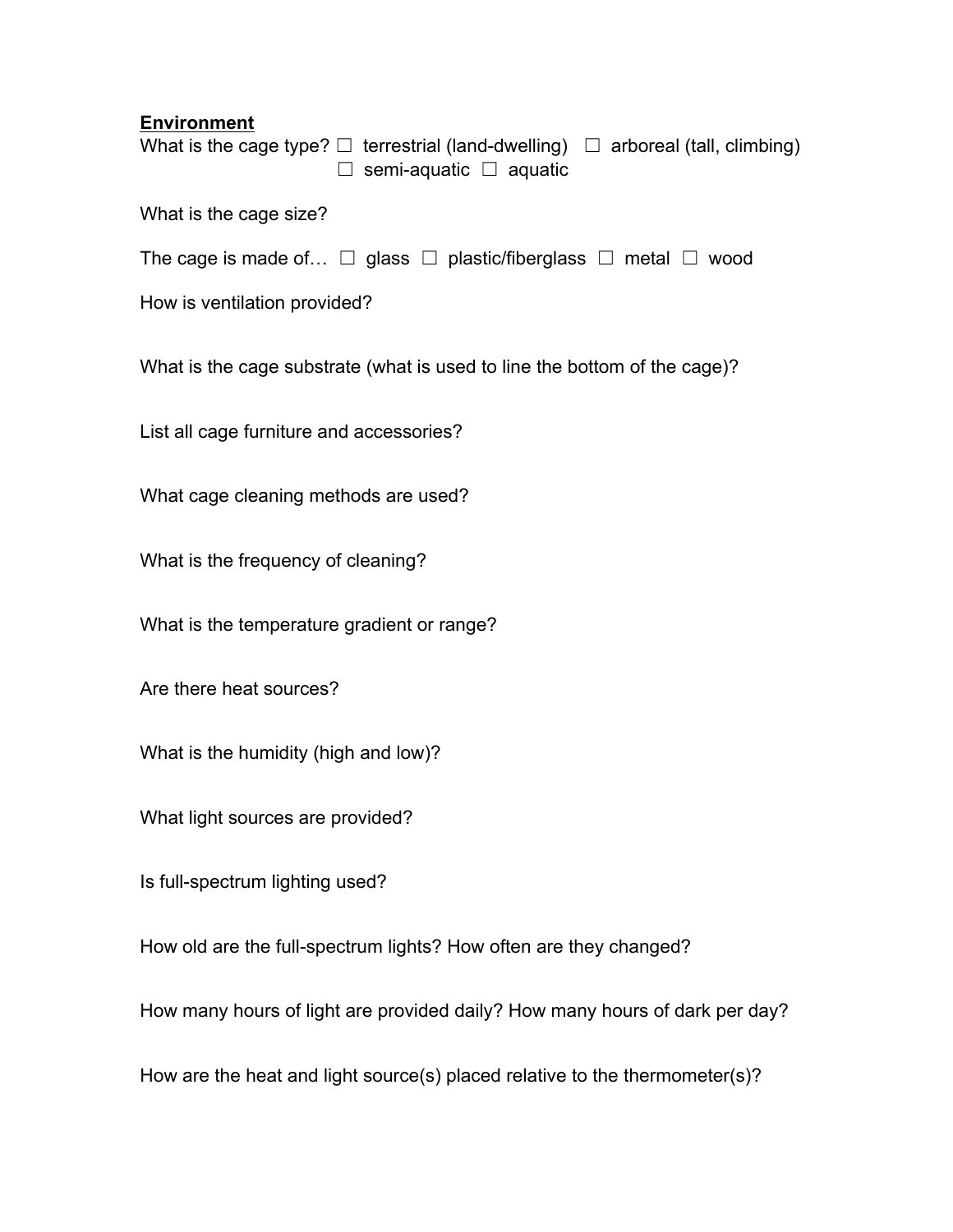**Environment**

What is the cage type? ☐ terrestrial (land-dwelling) ☐ arboreal (tall, climbing) ☐ semi-aquatic ☐ aquatic

What is the cage size?

The cage is made of… ☐ glass ☐ plastic/fiberglass ☐ metal ☐ wood

How is ventilation provided?

What is the cage substrate (what is used to line the bottom of the cage)?

List all cage furniture and accessories?

What cage cleaning methods are used?

What is the frequency of cleaning?

What is the temperature gradient or range?

Are there heat sources?

What is the humidity (high and low)?

What light sources are provided?

Is full-spectrum lighting used?

How old are the full-spectrum lights? How often are they changed?

How many hours of light are provided daily? How many hours of dark per day?

How are the heat and light source(s) placed relative to the thermometer(s)?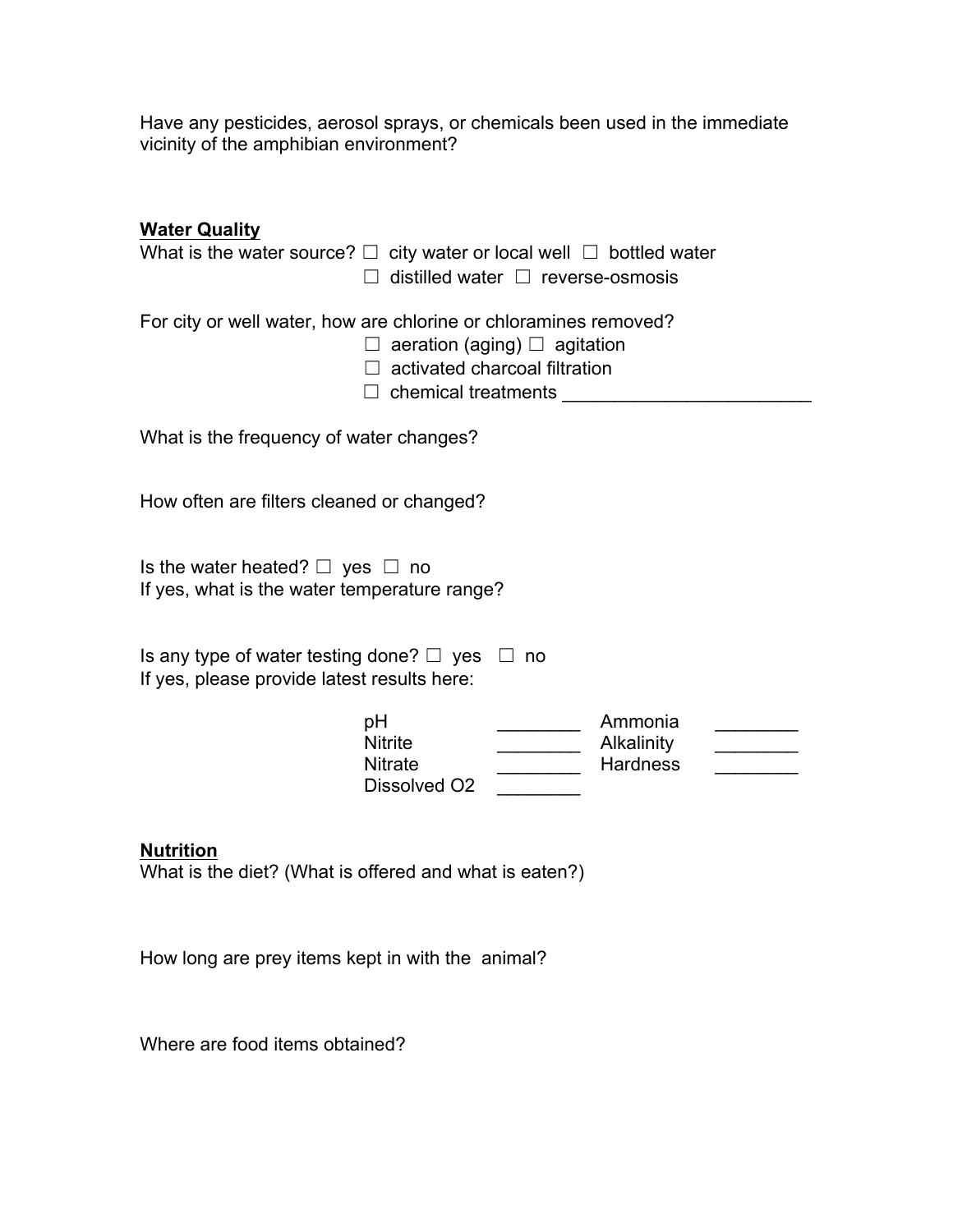Have any pesticides, aerosol sprays, or chemicals been used in the immediate vicinity of the amphibian environment?

**<u>Water Quality</u>**

What is the water source? ☐ city water or local well ☐ bottled water
☐ distilled water ☐ reverse-osmosis

For city or well water, how are chlorine or chloramines removed?
☐ aeration (aging) ☐ agitation
☐ activated charcoal filtration
☐ chemical treatments ________________________

What is the frequency of water changes?

How often are filters cleaned or changed?

Is the water heated? ☐ yes ☐ no
If yes, what is the water temperature range?

Is any type of water testing done? ☐ yes ☐ no
If yes, please provide latest results here:

| | | | |
|---|---|---|---|
| pH | ________ | Ammonia | ________ |
| Nitrite | ________ | Alkalinity | ________ |
| Nitrate | ________ | Hardness | ________ |
| Dissolved O2 | ________ | | |

**<u>Nutrition</u>**

What is the diet? (What is offered and what is eaten?)

How long are prey items kept in with the animal?

Where are food items obtained?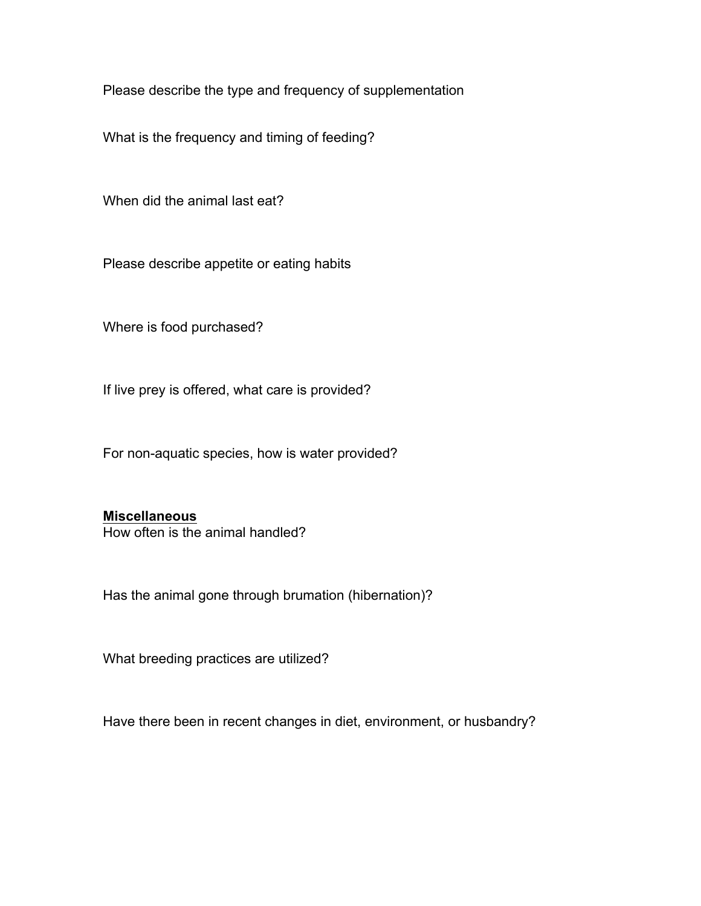Please describe the type and frequency of supplementation

What is the frequency and timing of feeding?

When did the animal last eat?

Please describe appetite or eating habits

Where is food purchased?

If live prey is offered, what care is provided?

For non-aquatic species, how is water provided?

**<u>Miscellaneous</u>**

How often is the animal handled?

Has the animal gone through brumation (hibernation)?

What breeding practices are utilized?

Have there been in recent changes in diet, environment, or husbandry?